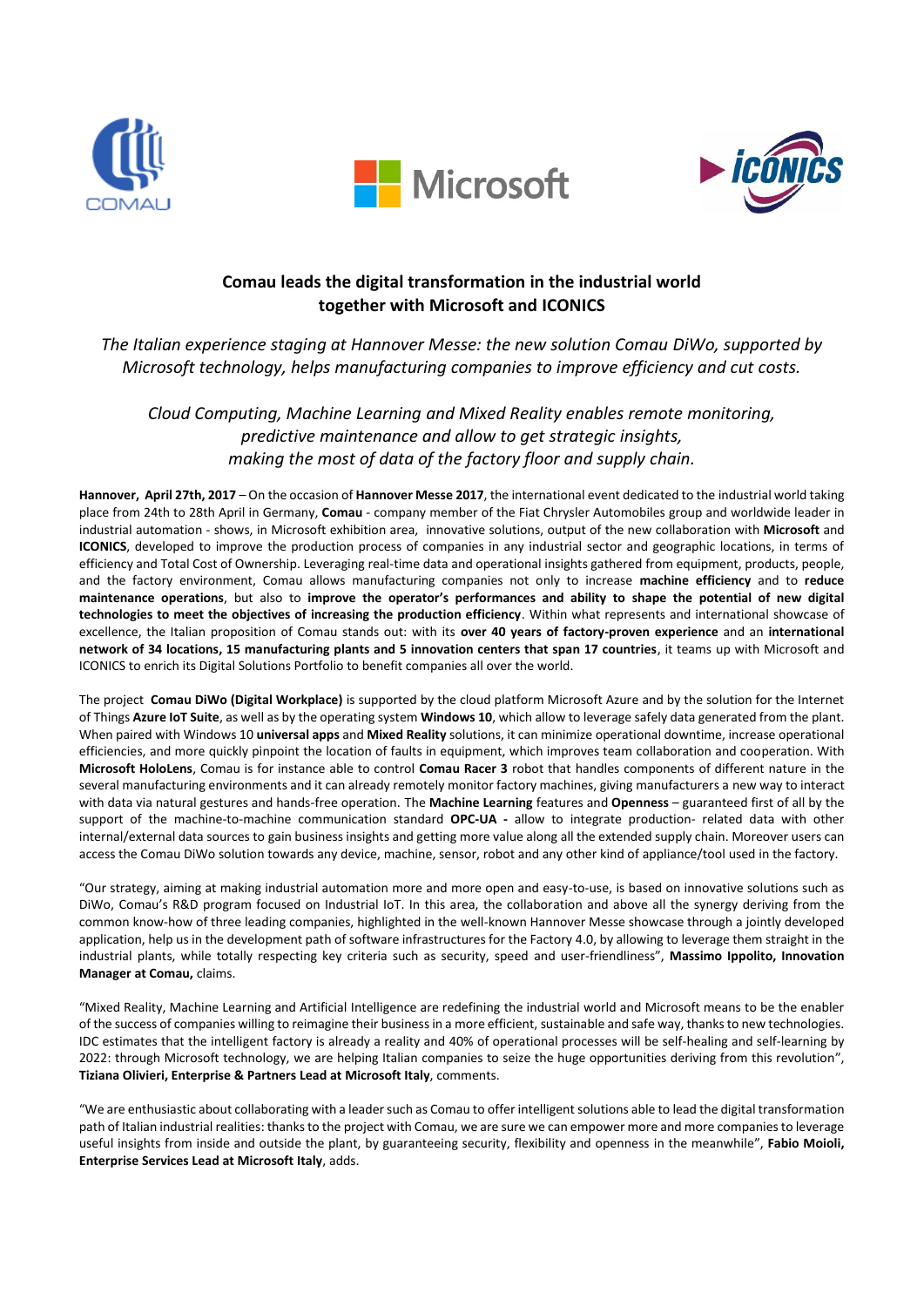## Comau leads the digital transformation in the industrial world together with Microsoft and ICONICS

*The Italian experience staging at Hannover Messe: the new solution Comau DiWo, supported by Microsoft technology, helps manufacturing companies to improve efficiency and cut costs.*

*Cloud Computing, Machine Learning and Mixed Reality enables remote monitoring, predictive maintenance and allow to get strategic insights, making the most of data of the factory floor and supply chain.*

**Hannover, April 27th, 2017** – On the occasion of **Hannover Messe 2017**, the international event dedicated to the industrial world taking place from 24th to 28th April in Germany, **Comau** - company member of the Fiat Chrysler Automobiles group and worldwide leader in industrial automation - shows, in Microsoft exhibition area, innovative solutions, output of the new collaboration with **Microsoft** and **ICONICS**, developed to improve the production process of companies in any industrial sector and geographic locations, in terms of efficiency and Total Cost of Ownership. Leveraging real-time data and operational insights gathered from equipment, products, people, and the factory environment, Comau allows manufacturing companies not only to increase **machine efficiency** and to **reduce maintenance operations**, but also to **improve the operator's performances and ability to shape the potential of new digital technologies to meet the objectives of increasing the production efficiency**. Within what represents and international showcase of excellence, the Italian proposition of Comau stands out: with its **over 40 years of factory-proven experience** and an **international network of 34 locations, 15 manufacturing plants and 5 innovation centers that span 17 countries**, it teams up with Microsoft and ICONICS to enrich its Digital Solutions Portfolio to benefit companies all over the world.

The project **Comau DiWo (Digital Workplace)** is supported by the cloud platform Microsoft Azure and by the solution for the Internet of Things **Azure IoT Suite**, as well as by the operating system **Windows 10**, which allow to leverage safely data generated from the plant. When paired with Windows 10 **universal apps** and **Mixed Reality** solutions, it can minimize operational downtime, increase operational efficiencies, and more quickly pinpoint the location of faults in equipment, which improves team collaboration and cooperation. With **Microsoft HoloLens**, Comau is for instance able to control **Comau Racer 3** robot that handles components of different nature in the several manufacturing environments and it can already remotely monitor factory machines, giving manufacturers a new way to interact with data via natural gestures and hands-free operation. The **Machine Learning** features and **Openness** – guaranteed first of all by the support of the machine-to-machine communication standard **OPC-UA -** allow to integrate production- related data with other internal/external data sources to gain business insights and getting more value along all the extended supply chain. Moreover users can access the Comau DiWo solution towards any device, machine, sensor, robot and any other kind of appliance/tool used in the factory.

"Our strategy, aiming at making industrial automation more and more open and easy-to-use, is based on innovative solutions such as DiWo, Comau's R&D program focused on Industrial IoT. In this area, the collaboration and above all the synergy deriving from the common know-how of three leading companies, highlighted in the well-known Hannover Messe showcase through a jointly developed application, help us in the development path of software infrastructures for the Factory 4.0, by allowing to leverage them straight in the industrial plants, while totally respecting key criteria such as security, speed and user-friendliness", **Massimo Ippolito, Innovation Manager at Comau,** claims.

"Mixed Reality, Machine Learning and Artificial Intelligence are redefining the industrial world and Microsoft means to be the enabler of the success of companies willing to reimagine their business in a more efficient, sustainable and safe way, thanks to new technologies. IDC estimates that the intelligent factory is already a reality and 40% of operational processes will be self-healing and self-learning by 2022: through Microsoft technology, we are helping Italian companies to seize the huge opportunities deriving from this revolution", **Tiziana Olivieri, Enterprise & Partners Lead at Microsoft Italy**, comments.

"We are enthusiastic about collaborating with a leader such as Comau to offer intelligent solutions able to lead the digital transformation path of Italian industrial realities: thanks to the project with Comau, we are sure we can empower more and more companies to leverage useful insights from inside and outside the plant, by guaranteeing security, flexibility and openness in the meanwhile", **Fabio Moioli, Enterprise Services Lead at Microsoft Italy**, adds.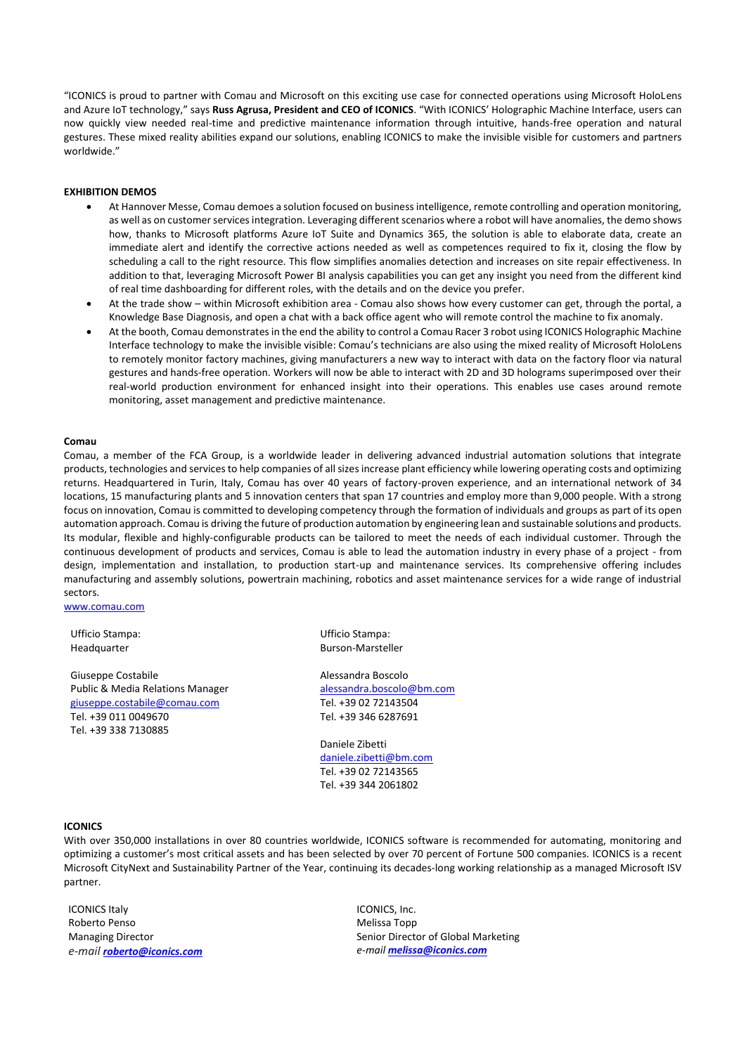"ICONICS is proud to partner with Comau and Microsoft on this exciting use case for connected operations using Microsoft HoloLens and Azure IoT technology," says **Russ Agrusa, President and CEO of ICONICS**. "With ICONICS' Holographic Machine Interface, users can now quickly view needed real-time and predictive maintenance information through intuitive, hands-free operation and natural gestures. These mixed reality abilities expand our solutions, enabling ICONICS to make the invisible visible for customers and partners worldwide."

**EXHIBITION DEMOS**

- At Hannover Messe, Comau demoes a solution focused on business intelligence, remote controlling and operation monitoring, as well as on customer services integration. Leveraging different scenarios where a robot will have anomalies, the demo shows how, thanks to Microsoft platforms Azure IoT Suite and Dynamics 365, the solution is able to elaborate data, create an immediate alert and identify the corrective actions needed as well as competences required to fix it, closing the flow by scheduling a call to the right resource. This flow simplifies anomalies detection and increases on site repair effectiveness. In addition to that, leveraging Microsoft Power BI analysis capabilities you can get any insight you need from the different kind of real time dashboarding for different roles, with the details and on the device you prefer.
- At the trade show – within Microsoft exhibition area - Comau also shows how every customer can get, through the portal, a Knowledge Base Diagnosis, and open a chat with a back office agent who will remote control the machine to fix anomaly.
- At the booth, Comau demonstrates in the end the ability to control a Comau Racer 3 robot using ICONICS Holographic Machine Interface technology to make the invisible visible: Comau's technicians are also using the mixed reality of Microsoft HoloLens to remotely monitor factory machines, giving manufacturers a new way to interact with data on the factory floor via natural gestures and hands-free operation. Workers will now be able to interact with 2D and 3D holograms superimposed over their real-world production environment for enhanced insight into their operations. This enables use cases around remote monitoring, asset management and predictive maintenance.

**Comau**

Comau, a member of the FCA Group, is a worldwide leader in delivering advanced industrial automation solutions that integrate products, technologies and services to help companies of all sizes increase plant efficiency while lowering operating costs and optimizing returns. Headquartered in Turin, Italy, Comau has over 40 years of factory-proven experience, and an international network of 34 locations, 15 manufacturing plants and 5 innovation centers that span 17 countries and employ more than 9,000 people. With a strong focus on innovation, Comau is committed to developing competency through the formation of individuals and groups as part of its open automation approach. Comau is driving the future of production automation by engineering lean and sustainable solutions and products. Its modular, flexible and highly-configurable products can be tailored to meet the needs of each individual customer. Through the continuous development of products and services, Comau is able to lead the automation industry in every phase of a project - from design, implementation and installation, to production start-up and maintenance services. Its comprehensive offering includes manufacturing and assembly solutions, powertrain machining, robotics and asset maintenance services for a wide range of industrial sectors.

www.comau.com

Ufficio Stampa:
Headquarter

Giuseppe Costabile
Public & Media Relations Manager
giuseppe.costabile@comau.com
Tel. +39 011 0049670
Tel. +39 338 7130885

Ufficio Stampa:
Burson-Marsteller

Alessandra Boscolo
alessandra.boscolo@bm.com
Tel. +39 02 72143504
Tel. +39 346 6287691

Daniele Zibetti
daniele.zibetti@bm.com
Tel. +39 02 72143565
Tel. +39 344 2061802

**ICONICS**

With over 350,000 installations in over 80 countries worldwide, ICONICS software is recommended for automating, monitoring and optimizing a customer's most critical assets and has been selected by over 70 percent of Fortune 500 companies. ICONICS is a recent Microsoft CityNext and Sustainability Partner of the Year, continuing its decades-long working relationship as a managed Microsoft ISV partner.

ICONICS Italy
Roberto Penso
Managing Director
*e-mail* ***roberto@iconics.com***

ICONICS, Inc.
Melissa Topp
Senior Director of Global Marketing
*e-mail* ***melissa@iconics.com***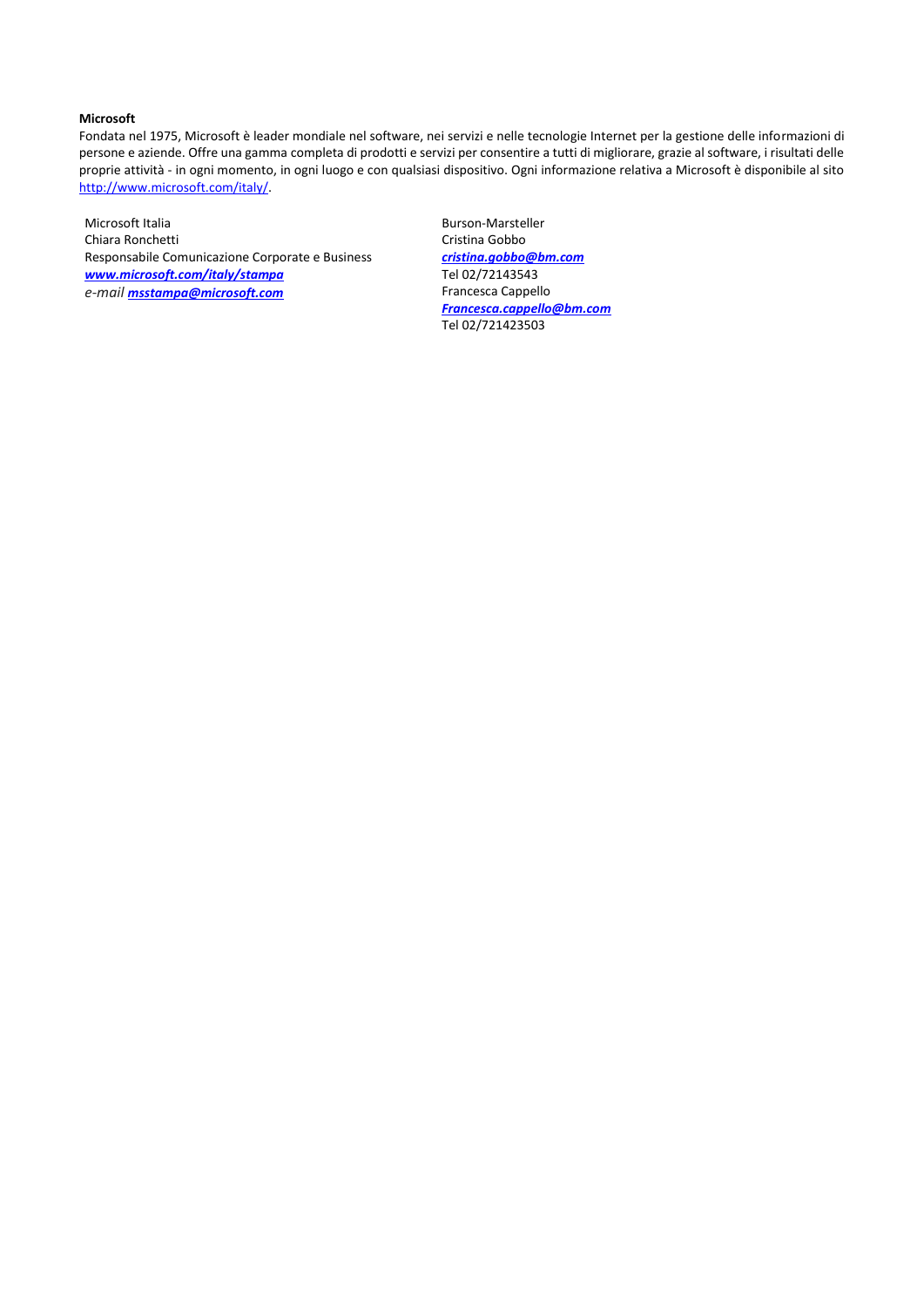**Microsoft**

Fondata nel 1975, Microsoft è leader mondiale nel software, nei servizi e nelle tecnologie Internet per la gestione delle informazioni di persone e aziende. Offre una gamma completa di prodotti e servizi per consentire a tutti di migliorare, grazie al software, i risultati delle proprie attività - in ogni momento, in ogni luogo e con qualsiasi dispositivo. Ogni informazione relativa a Microsoft è disponibile al sito http://www.microsoft.com/italy/.

Microsoft Italia
Chiara Ronchetti
Responsabile Comunicazione Corporate e Business
***www.microsoft.com/italy/stampa***
*e-mail* ***msstampa@microsoft.com***

Burson-Marsteller
Cristina Gobbo
***cristina.gobbo@bm.com***
Tel 02/72143543
Francesca Cappello
***Francesca.cappello@bm.com***
Tel 02/721423503